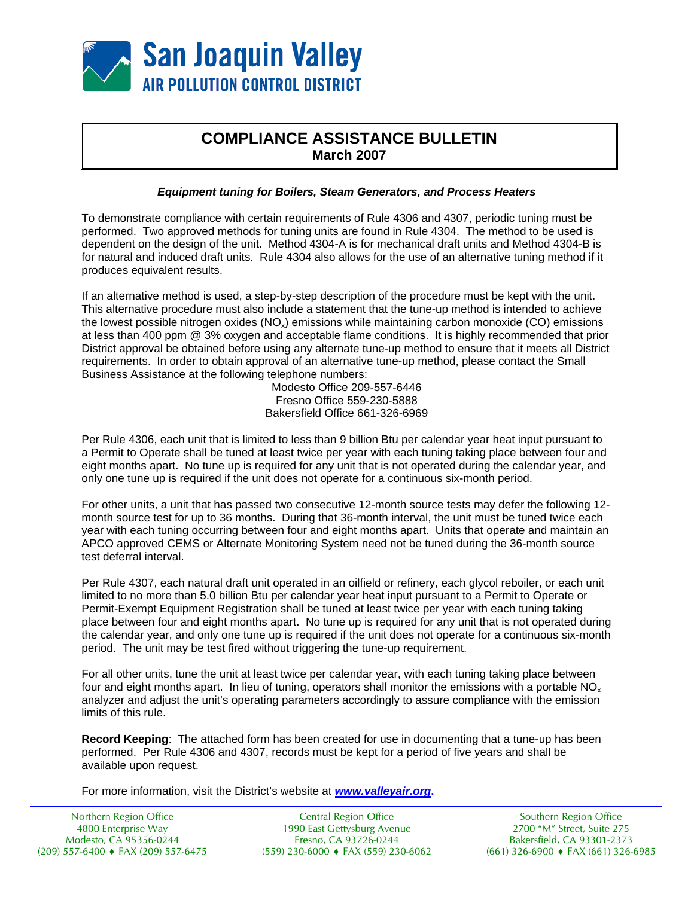# San Joaquin Valley
## AIR POLLUTION CONTROL DISTRICT

# COMPLIANCE ASSISTANCE BULLETIN
**March 2007**

***Equipment tuning for Boilers, Steam Generators, and Process Heaters***

To demonstrate compliance with certain requirements of Rule 4306 and 4307, periodic tuning must be performed. Two approved methods for tuning units are found in Rule 4304. The method to be used is dependent on the design of the unit. Method 4304-A is for mechanical draft units and Method 4304-B is for natural and induced draft units. Rule 4304 also allows for the use of an alternative tuning method if it produces equivalent results.

If an alternative method is used, a step-by-step description of the procedure must be kept with the unit. This alternative procedure must also include a statement that the tune-up method is intended to achieve the lowest possible nitrogen oxides ($NO_x$) emissions while maintaining carbon monoxide (CO) emissions at less than 400 ppm @ 3% oxygen and acceptable flame conditions. It is highly recommended that prior District approval be obtained before using any alternate tune-up method to ensure that it meets all District requirements. In order to obtain approval of an alternative tune-up method, please contact the Small Business Assistance at the following telephone numbers:

Modesto Office 209-557-6446
Fresno Office 559-230-5888
Bakersfield Office 661-326-6969

Per Rule 4306, each unit that is limited to less than 9 billion Btu per calendar year heat input pursuant to a Permit to Operate shall be tuned at least twice per year with each tuning taking place between four and eight months apart. No tune up is required for any unit that is not operated during the calendar year, and only one tune up is required if the unit does not operate for a continuous six-month period.

For other units, a unit that has passed two consecutive 12-month source tests may defer the following 12-month source test for up to 36 months. During that 36-month interval, the unit must be tuned twice each year with each tuning occurring between four and eight months apart. Units that operate and maintain an APCO approved CEMS or Alternate Monitoring System need not be tuned during the 36-month source test deferral interval.

Per Rule 4307, each natural draft unit operated in an oilfield or refinery, each glycol reboiler, or each unit limited to no more than 5.0 billion Btu per calendar year heat input pursuant to a Permit to Operate or Permit-Exempt Equipment Registration shall be tuned at least twice per year with each tuning taking place between four and eight months apart. No tune up is required for any unit that is not operated during the calendar year, and only one tune up is required if the unit does not operate for a continuous six-month period. The unit may be test fired without triggering the tune-up requirement.

For all other units, tune the unit at least twice per calendar year, with each tuning taking place between four and eight months apart. In lieu of tuning, operators shall monitor the emissions with a portable $NO_x$ analyzer and adjust the unit's operating parameters accordingly to assure compliance with the emission limits of this rule.

**Record Keeping**: The attached form has been created for use in documenting that a tune-up has been performed. Per Rule 4306 and 4307, records must be kept for a period of five years and shall be available upon request.

For more information, visit the District's website at ***www.valleyair.org***.

Northern Region Office
4800 Enterprise Way
Modesto, CA 95356-0244
(209) 557-6400 ♦ FAX (209) 557-6475

Central Region Office
1990 East Gettysburg Avenue
Fresno, CA 93726-0244
(559) 230-6000 ♦ FAX (559) 230-6062

Southern Region Office
2700 "M" Street, Suite 275
Bakersfield, CA 93301-2373
(661) 326-6900 ♦ FAX (661) 326-6985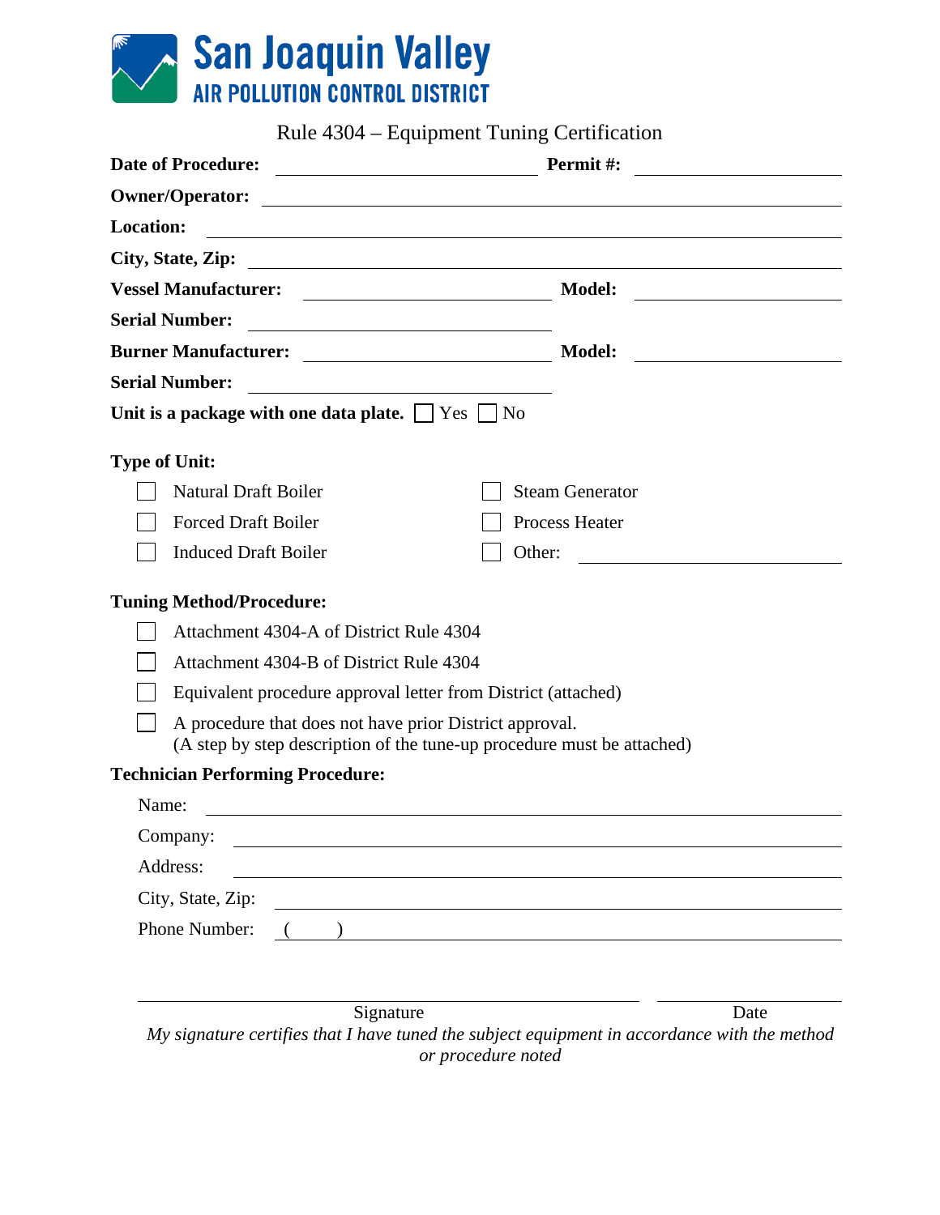**San Joaquin Valley**
**AIR POLLUTION CONTROL DISTRICT**

## Rule 4304 – Equipment Tuning Certification

**Date of Procedure:** ______________________ **Permit #:** ______________________

**Owner/Operator:** ______________________________________________

**Location:** ______________________________________________

**City, State, Zip:** ______________________________________________

**Vessel Manufacturer:** ______________________ **Model:** ______________________

**Serial Number:** ______________________

**Burner Manufacturer:** ______________________ **Model:** ______________________

**Serial Number:** ______________________

**Unit is a package with one data plate.** ☐ Yes ☐ No

**Type of Unit:**

- ☐ Natural Draft Boiler
- ☐ Forced Draft Boiler
- ☐ Induced Draft Boiler
- ☐ Steam Generator
- ☐ Process Heater
- ☐ Other: ______________________

**Tuning Method/Procedure:**

- ☐ Attachment 4304-A of District Rule 4304
- ☐ Attachment 4304-B of District Rule 4304
- ☐ Equivalent procedure approval letter from District (attached)
- ☐ A procedure that does not have prior District approval.
  (A step by step description of the tune-up procedure must be attached)

**Technician Performing Procedure:**

Name: ______________________________________________

Company: ______________________________________________

Address: ______________________________________________

City, State, Zip: ______________________________________________

Phone Number: (      ) ______________________________________________

______________________________________________ ______________________

Signature Date

*My signature certifies that I have tuned the subject equipment in accordance with the method or procedure noted*